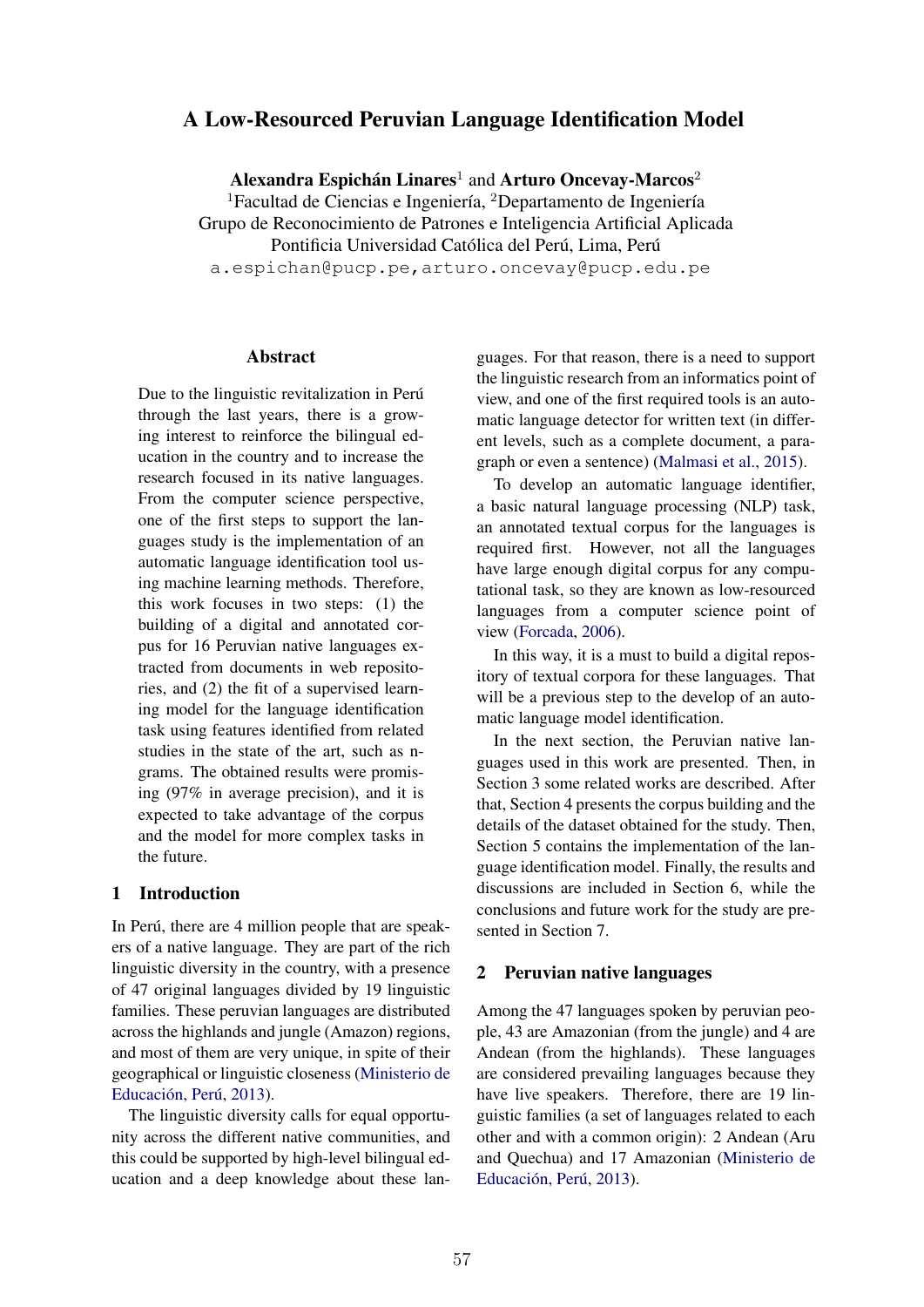# A Low-Resourced Peruvian Language Identification Model

**Alexandra Espichán Linares**[1] and **Arturo Oncevay-Marcos**[2]

[1]Facultad de Ciencias e Ingeniería, [2]Departamento de Ingeniería
Grupo de Reconocimiento de Patrones e Inteligencia Artificial Aplicada
Pontificia Universidad Católica del Perú, Lima, Perú
a.espichan@pucp.pe, arturo.oncevay@pucp.edu.pe

## Abstract

Due to the linguistic revitalization in Perú through the last years, there is a growing interest to reinforce the bilingual education in the country and to increase the research focused in its native languages. From the computer science perspective, one of the first steps to support the languages study is the implementation of an automatic language identification tool using machine learning methods. Therefore, this work focuses in two steps: (1) the building of a digital and annotated corpus for 16 Peruvian native languages extracted from documents in web repositories, and (2) the fit of a supervised learning model for the language identification task using features identified from related studies in the state of the art, such as n-grams. The obtained results were promising (97% in average precision), and it is expected to take advantage of the corpus and the model for more complex tasks in the future.

## 1 Introduction

In Perú, there are 4 million people that are speakers of a native language. They are part of the rich linguistic diversity in the country, with a presence of 47 original languages divided by 19 linguistic families. These peruvian languages are distributed across the highlands and jungle (Amazon) regions, and most of them are very unique, in spite of their geographical or linguistic closeness (Ministerio de Educación, Perú, 2013).

The linguistic diversity calls for equal opportunity across the different native communities, and this could be supported by high-level bilingual education and a deep knowledge about these languages. For that reason, there is a need to support the linguistic research from an informatics point of view, and one of the first required tools is an automatic language detector for written text (in different levels, such as a complete document, a paragraph or even a sentence) (Malmasi et al., 2015).

To develop an automatic language identifier, a basic natural language processing (NLP) task, an annotated textual corpus for the languages is required first. However, not all the languages have large enough digital corpus for any computational task, so they are known as low-resourced languages from a computer science point of view (Forcada, 2006).

In this way, it is a must to build a digital repository of textual corpora for these languages. That will be a previous step to the develop of an automatic language model identification.

In the next section, the Peruvian native languages used in this work are presented. Then, in Section 3 some related works are described. After that, Section 4 presents the corpus building and the details of the dataset obtained for the study. Then, Section 5 contains the implementation of the language identification model. Finally, the results and discussions are included in Section 6, while the conclusions and future work for the study are presented in Section 7.

## 2 Peruvian native languages

Among the 47 languages spoken by peruvian people, 43 are Amazonian (from the jungle) and 4 are Andean (from the highlands). These languages are considered prevailing languages because they have live speakers. Therefore, there are 19 linguistic families (a set of languages related to each other and with a common origin): 2 Andean (Aru and Quechua) and 17 Amazonian (Ministerio de Educación, Perú, 2013).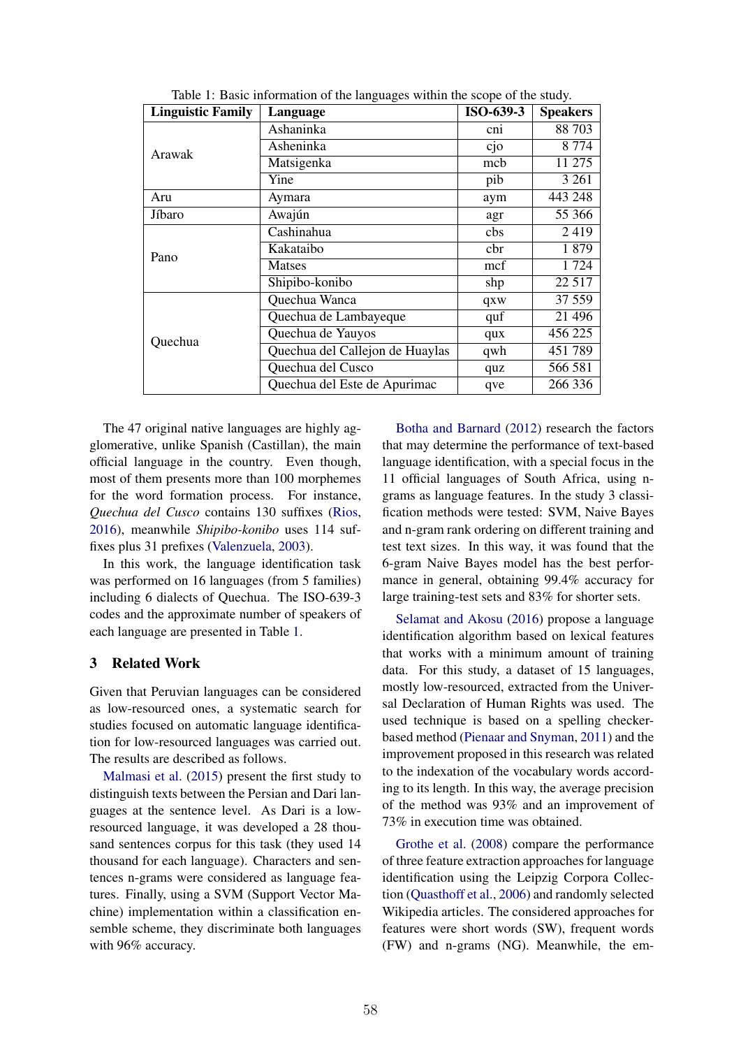Table 1: Basic information of the languages within the scope of the study.

| Linguistic Family | Language | ISO-639-3 | Speakers |
|---|---|---|---|
| Arawak | Ashaninka | cni | 88 703 |
| | Asheninka | cjo | 8 774 |
| | Matsigenka | mcb | 11 275 |
| | Yine | pib | 3 261 |
| Aru | Aymara | aym | 443 248 |
| Jíbaro | Awajún | agr | 55 366 |
| Pano | Cashinahua | cbs | 2 419 |
| | Kakataibo | cbr | 1 879 |
| | Matses | mcf | 1 724 |
| | Shipibo-konibo | shp | 22 517 |
| Quechua | Quechua Wanca | qxw | 37 559 |
| | Quechua de Lambayeque | quf | 21 496 |
| | Quechua de Yauyos | qux | 456 225 |
| | Quechua del Callejon de Huaylas | qwh | 451 789 |
| | Quechua del Cusco | quz | 566 581 |
| | Quechua del Este de Apurimac | qve | 266 336 |

The 47 original native languages are highly agglomerative, unlike Spanish (Castillan), the main official language in the country. Even though, most of them presents more than 100 morphemes for the word formation process. For instance, *Quechua del Cusco* contains 130 suffixes (Rios, 2016), meanwhile *Shipibo-konibo* uses 114 suffixes plus 31 prefixes (Valenzuela, 2003).

In this work, the language identification task was performed on 16 languages (from 5 families) including 6 dialects of Quechua. The ISO-639-3 codes and the approximate number of speakers of each language are presented in Table 1.

## 3 Related Work

Given that Peruvian languages can be considered as low-resourced ones, a systematic search for studies focused on automatic language identification for low-resourced languages was carried out. The results are described as follows.

Malmasi et al. (2015) present the first study to distinguish texts between the Persian and Dari languages at the sentence level. As Dari is a low-resourced language, it was developed a 28 thousand sentences corpus for this task (they used 14 thousand for each language). Characters and sentences n-grams were considered as language features. Finally, using a SVM (Support Vector Machine) implementation within a classification ensemble scheme, they discriminate both languages with 96% accuracy.

Botha and Barnard (2012) research the factors that may determine the performance of text-based language identification, with a special focus in the 11 official languages of South Africa, using n-grams as language features. In the study 3 classification methods were tested: SVM, Naive Bayes and n-gram rank ordering on different training and test text sizes. In this way, it was found that the 6-gram Naive Bayes model has the best performance in general, obtaining 99.4% accuracy for large training-test sets and 83% for shorter sets.

Selamat and Akosu (2016) propose a language identification algorithm based on lexical features that works with a minimum amount of training data. For this study, a dataset of 15 languages, mostly low-resourced, extracted from the Universal Declaration of Human Rights was used. The used technique is based on a spelling checker-based method (Pienaar and Snyman, 2011) and the improvement proposed in this research was related to the indexation of the vocabulary words according to its length. In this way, the average precision of the method was 93% and an improvement of 73% in execution time was obtained.

Grothe et al. (2008) compare the performance of three feature extraction approaches for language identification using the Leipzig Corpora Collection (Quasthoff et al., 2006) and randomly selected Wikipedia articles. The considered approaches for features were short words (SW), frequent words (FW) and n-grams (NG). Meanwhile, the em-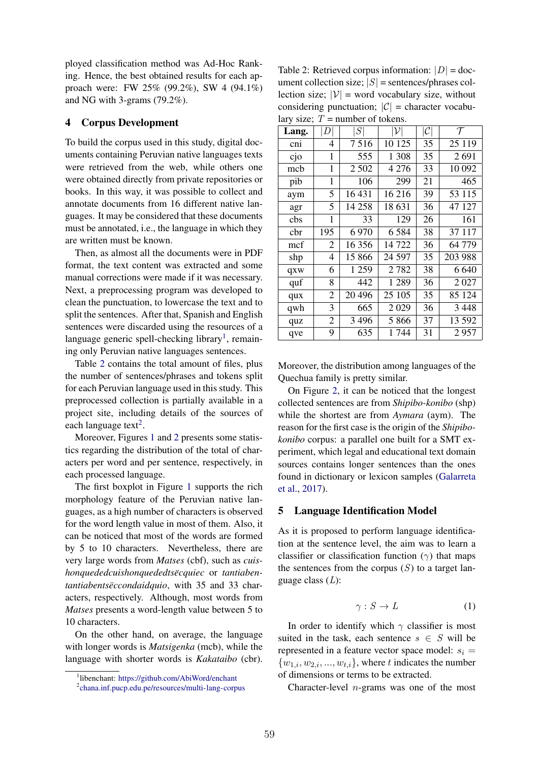ployed classification method was Ad-Hoc Ranking. Hence, the best obtained results for each approach were: FW 25% (99.2%), SW 4 (94.1%) and NG with 3-grams (79.2%).

## 4 Corpus Development

To build the corpus used in this study, digital documents containing Peruvian native languages texts were retrieved from the web, while others one were obtained directly from private repositories or books. In this way, it was possible to collect and annotate documents from 16 different native languages. It may be considered that these documents must be annotated, i.e., the language in which they are written must be known.

Then, as almost all the documents were in PDF format, the text content was extracted and some manual corrections were made if it was necessary. Next, a preprocessing program was developed to clean the punctuation, to lowercase the text and to split the sentences. After that, Spanish and English sentences were discarded using the resources of a language generic spell-checking library[1], remaining only Peruvian native languages sentences.

Table 2 contains the total amount of files, plus the number of sentences/phrases and tokens split for each Peruvian language used in this study. This preprocessed collection is partially available in a project site, including details of the sources of each language text[2].

Moreover, Figures 1 and 2 presents some statistics regarding the distribution of the total of characters per word and per sentence, respectively, in each processed language.

The first boxplot in Figure 1 supports the rich morphology feature of the Peruvian native languages, as a high number of characters is observed for the word length value in most of them. Also, it can be noticed that most of the words are formed by 5 to 10 characters. Nevertheless, there are very large words from *Matses* (cbf), such as *cuishonquededcuishonquededtsëcquiec* or *tantiabentantiabentsëccondaidquio*, with 35 and 33 characters, respectively. Although, most words from *Matses* presents a word-length value between 5 to 10 characters.

On the other hand, on average, the language with longer words is *Matsigenka* (mcb), while the language with shorter words is *Kakataibo* (cbr).

Table 2: Retrieved corpus information: $|D|$ = document collection size; $|S|$ = sentences/phrases collection size; $|\mathcal{V}|$ = word vocabulary size, without considering punctuation; $|\mathcal{C}|$ = character vocabulary size; $\mathcal{T}$ = number of tokens.

| Lang. | $\|D\|$ | $\|S\|$ | $\|\mathcal{V}\|$ | $\|\mathcal{C}\|$ | $\mathcal{T}$ |
|---|---|---|---|---|---|
| cni | 4 | 7 516 | 10 125 | 35 | 25 119 |
| cjo | 1 | 555 | 1 308 | 35 | 2 691 |
| mcb | 1 | 2 502 | 4 276 | 33 | 10 092 |
| pib | 1 | 106 | 299 | 21 | 465 |
| aym | 5 | 16 431 | 16 216 | 39 | 53 115 |
| agr | 5 | 14 258 | 18 631 | 36 | 47 127 |
| cbs | 1 | 33 | 129 | 26 | 161 |
| cbr | 195 | 6 970 | 6 584 | 38 | 37 117 |
| mcf | 2 | 16 356 | 14 722 | 36 | 64 779 |
| shp | 4 | 15 866 | 24 597 | 35 | 203 988 |
| qxw | 6 | 1 259 | 2 782 | 38 | 6 640 |
| quf | 8 | 442 | 1 289 | 36 | 2 027 |
| qux | 2 | 20 496 | 25 105 | 35 | 85 124 |
| qwh | 3 | 665 | 2 029 | 36 | 3 448 |
| quz | 2 | 3 496 | 5 866 | 37 | 13 592 |
| qve | 9 | 635 | 1 744 | 31 | 2 957 |

Moreover, the distribution among languages of the Quechua family is pretty similar.

On Figure 2, it can be noticed that the longest collected sentences are from *Shipibo-konibo* (shp) while the shortest are from *Aymara* (aym). The reason for the first case is the origin of the *Shipibo-konibo* corpus: a parallel one built for a SMT experiment, which legal and educational text domain sources contains longer sentences than the ones found in dictionary or lexicon samples (Galarreta et al., 2017).

## 5 Language Identification Model

As it is proposed to perform language identification at the sentence level, the aim was to learn a classifier or classification function ($\gamma$) that maps the sentences from the corpus ($S$) to a target language class ($L$):

$$\gamma : S \rightarrow L \tag{1}$$

In order to identify which $\gamma$ classifier is most suited in the task, each sentence $s \in S$ will be represented in a feature vector space model: $s_i = \{w_{1,i}, w_{2,i}, ..., w_{t,i}\}$, where $t$ indicates the number of dimensions or terms to be extracted.

Character-level $n$-grams was one of the most

[1] libenchant: https://github.com/AbiWord/enchant

[2] chana.inf.pucp.edu.pe/resources/multi-lang-corpus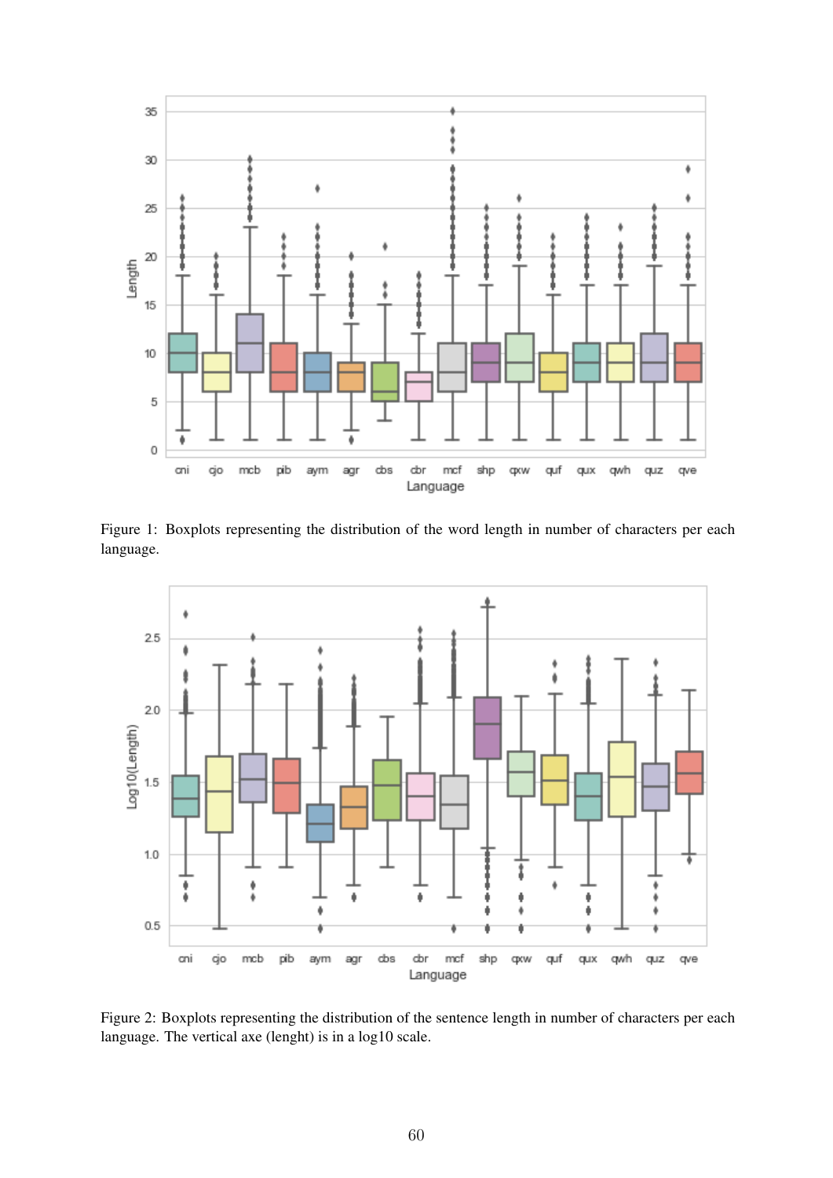Figure 1: Boxplots representing the distribution of the word length in number of characters per each language.

Figure 2: Boxplots representing the distribution of the sentence length in number of characters per each language. The vertical axe (lenght) is in a log10 scale.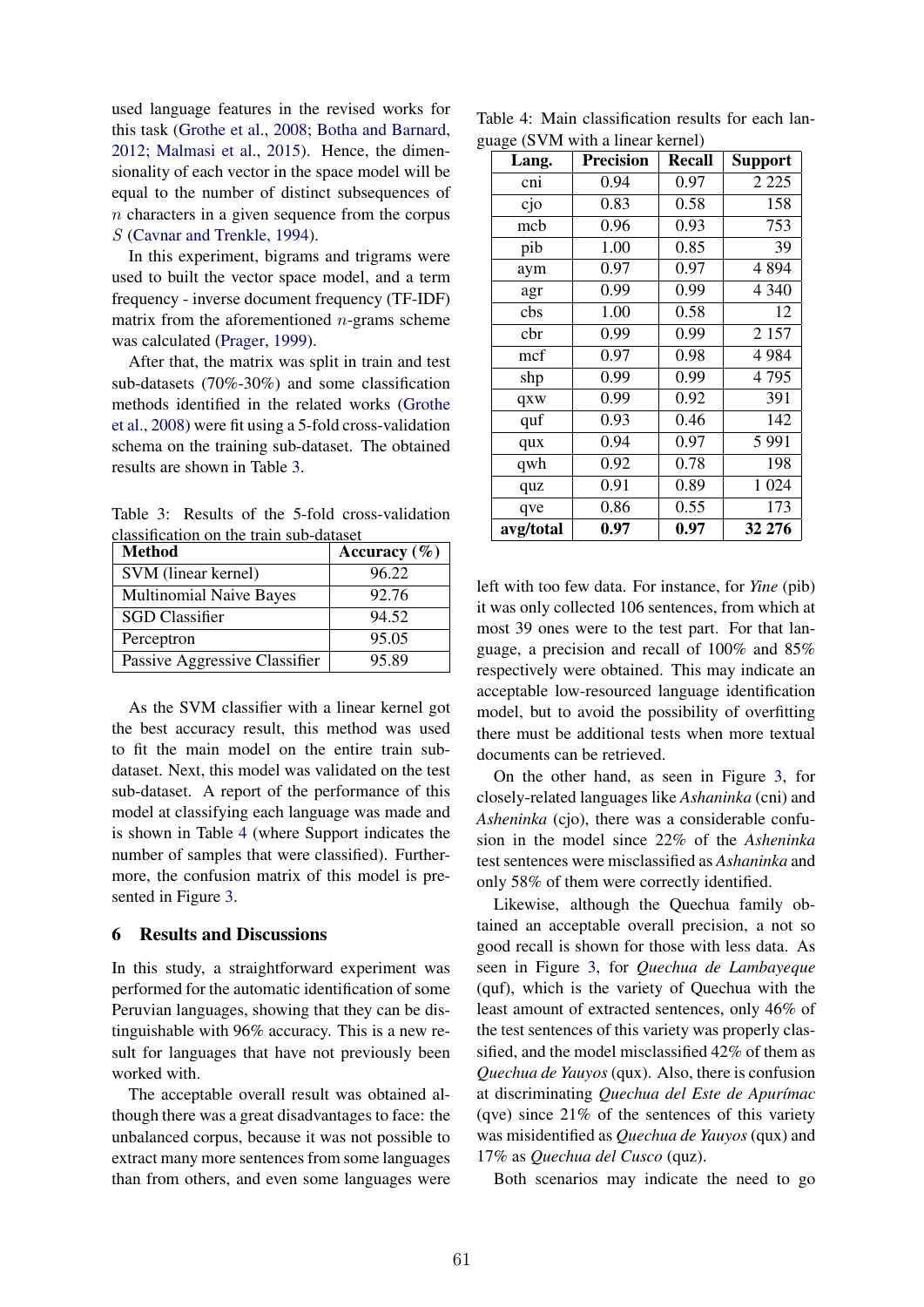used language features in the revised works for this task (Grothe et al., 2008; Botha and Barnard, 2012; Malmasi et al., 2015). Hence, the dimensionality of each vector in the space model will be equal to the number of distinct subsequences of $n$ characters in a given sequence from the corpus $S$ (Cavnar and Trenkle, 1994).

In this experiment, bigrams and trigrams were used to built the vector space model, and a term frequency - inverse document frequency (TF-IDF) matrix from the aforementioned $n$-grams scheme was calculated (Prager, 1999).

After that, the matrix was split in train and test sub-datasets (70%-30%) and some classification methods identified in the related works (Grothe et al., 2008) were fit using a 5-fold cross-validation schema on the training sub-dataset. The obtained results are shown in Table 3.

Table 3: Results of the 5-fold cross-validation classification on the train sub-dataset

| Method | Accuracy (%) |
|---|---|
| SVM (linear kernel) | 96.22 |
| Multinomial Naive Bayes | 92.76 |
| SGD Classifier | 94.52 |
| Perceptron | 95.05 |
| Passive Aggressive Classifier | 95.89 |

As the SVM classifier with a linear kernel got the best accuracy result, this method was used to fit the main model on the entire train sub-dataset. Next, this model was validated on the test sub-dataset. A report of the performance of this model at classifying each language was made and is shown in Table 4 (where Support indicates the number of samples that were classified). Furthermore, the confusion matrix of this model is presented in Figure 3.

## 6 Results and Discussions

In this study, a straightforward experiment was performed for the automatic identification of some Peruvian languages, showing that they can be distinguishable with 96% accuracy. This is a new result for languages that have not previously been worked with.

The acceptable overall result was obtained although there was a great disadvantages to face: the unbalanced corpus, because it was not possible to extract many more sentences from some languages than from others, and even some languages were left with too few data. For instance, for *Yine* (pib) it was only collected 106 sentences, from which at most 39 ones were to the test part. For that language, a precision and recall of 100% and 85% respectively were obtained. This may indicate an acceptable low-resourced language identification model, but to avoid the possibility of overfitting there must be additional tests when more textual documents can be retrieved.

Table 4: Main classification results for each language (SVM with a linear kernel)

| Lang. | Precision | Recall | Support |
|---|---|---|---|
| cni | 0.94 | 0.97 | 2 225 |
| cjo | 0.83 | 0.58 | 158 |
| mcb | 0.96 | 0.93 | 753 |
| pib | 1.00 | 0.85 | 39 |
| aym | 0.97 | 0.97 | 4 894 |
| agr | 0.99 | 0.99 | 4 340 |
| cbs | 1.00 | 0.58 | 12 |
| cbr | 0.99 | 0.99 | 2 157 |
| mcf | 0.97 | 0.98 | 4 984 |
| shp | 0.99 | 0.99 | 4 795 |
| qxw | 0.99 | 0.92 | 391 |
| quf | 0.93 | 0.46 | 142 |
| qux | 0.94 | 0.97 | 5 991 |
| qwh | 0.92 | 0.78 | 198 |
| quz | 0.91 | 0.89 | 1 024 |
| qve | 0.86 | 0.55 | 173 |
| **avg/total** | **0.97** | **0.97** | **32 276** |

On the other hand, as seen in Figure 3, for closely-related languages like *Ashaninka* (cni) and *Asheninka* (cjo), there was a considerable confusion in the model since 22% of the *Asheninka* test sentences were misclassified as *Ashaninka* and only 58% of them were correctly identified.

Likewise, although the Quechua family obtained an acceptable overall precision, a not so good recall is shown for those with less data. As seen in Figure 3, for *Quechua de Lambayeque* (quf), which is the variety of Quechua with the least amount of extracted sentences, only 46% of the test sentences of this variety was properly classified, and the model misclassified 42% of them as *Quechua de Yauyos* (qux). Also, there is confusion at discriminating *Quechua del Este de Apurímac* (qve) since 21% of the sentences of this variety was misidentified as *Quechua de Yauyos* (qux) and 17% as *Quechua del Cusco* (quz).

Both scenarios may indicate the need to go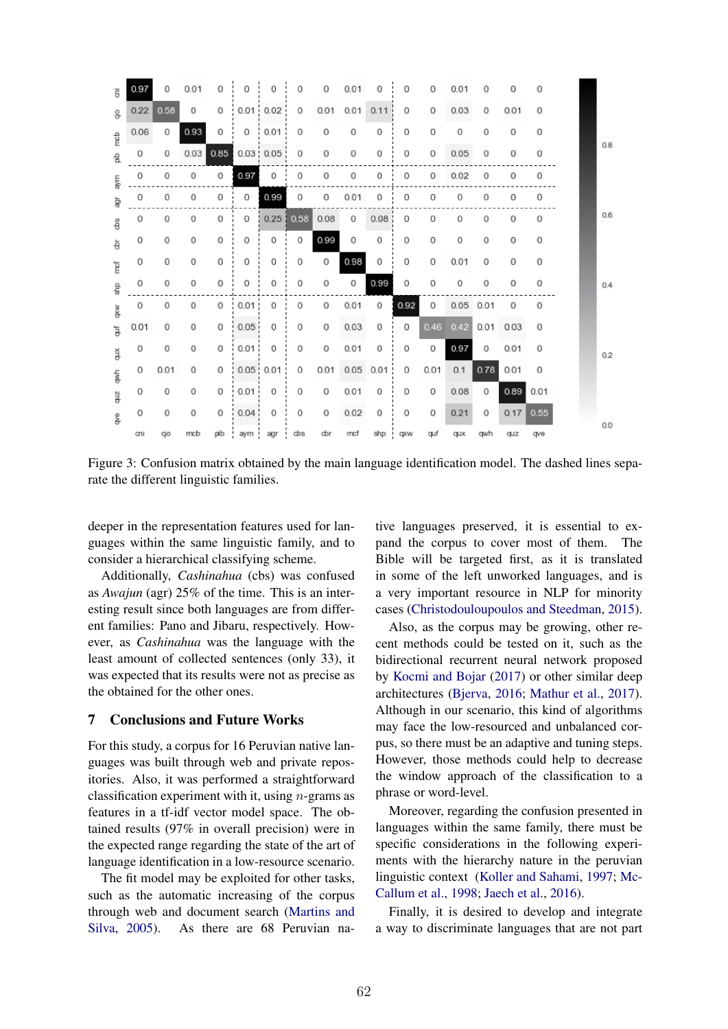| | cni | cjo | mcb | pib | aym | agr | cbs | cbr | mcf | shp | qxw | quf | qux | qwh | quz | qve |
|---|---|---|---|---|---|---|---|---|---|---|---|---|---|---|---|---|
| cni | 0.97 | 0 | 0.01 | 0 | 0 | 0 | 0 | 0 | 0.01 | 0 | 0 | 0 | 0.01 | 0 | 0 | 0 |
| cjo | 0.22 | 0.58 | 0 | 0 | 0.01 | 0.02 | 0 | 0.01 | 0.01 | 0.11 | 0 | 0 | 0.03 | 0 | 0.01 | 0 |
| mcb | 0.06 | 0 | 0.93 | 0 | 0 | 0.01 | 0 | 0 | 0 | 0 | 0 | 0 | 0 | 0 | 0 | 0 |
| pib | 0 | 0 | 0.03 | 0.85 | 0.03 | 0.05 | 0 | 0 | 0 | 0 | 0 | 0 | 0.05 | 0 | 0 | 0 |
| aym | 0 | 0 | 0 | 0 | 0.97 | 0 | 0 | 0 | 0 | 0 | 0 | 0 | 0.02 | 0 | 0 | 0 |
| agr | 0 | 0 | 0 | 0 | 0 | 0.99 | 0 | 0 | 0.01 | 0 | 0 | 0 | 0 | 0 | 0 | 0 |
| cbs | 0 | 0 | 0 | 0 | 0 | 0.25 | 0.58 | 0.08 | 0 | 0.08 | 0 | 0 | 0 | 0 | 0 | 0 |
| cbr | 0 | 0 | 0 | 0 | 0 | 0 | 0 | 0.99 | 0 | 0 | 0 | 0 | 0 | 0 | 0 | 0 |
| mcf | 0 | 0 | 0 | 0 | 0 | 0 | 0 | 0 | 0.98 | 0 | 0 | 0 | 0.01 | 0 | 0 | 0 |
| shp | 0 | 0 | 0 | 0 | 0 | 0 | 0 | 0 | 0 | 0.99 | 0 | 0 | 0 | 0 | 0 | 0 |
| qxw | 0 | 0 | 0 | 0 | 0.01 | 0 | 0 | 0 | 0.01 | 0 | 0.92 | 0 | 0.05 | 0.01 | 0 | 0 |
| quf | 0.01 | 0 | 0 | 0 | 0.05 | 0 | 0 | 0 | 0.03 | 0 | 0 | 0.46 | 0.42 | 0.01 | 0.03 | 0 |
| qux | 0 | 0 | 0 | 0 | 0.01 | 0 | 0 | 0 | 0.01 | 0 | 0 | 0 | 0.97 | 0 | 0.01 | 0 |
| qwh | 0 | 0.01 | 0 | 0 | 0.05 | 0.01 | 0 | 0.01 | 0.05 | 0.01 | 0 | 0.01 | 0.1 | 0.78 | 0.01 | 0 |
| quz | 0 | 0 | 0 | 0 | 0.01 | 0 | 0 | 0 | 0.01 | 0 | 0 | 0 | 0.08 | 0 | 0.89 | 0.01 |
| qve | 0 | 0 | 0 | 0 | 0.04 | 0 | 0 | 0 | 0.02 | 0 | 0 | 0 | 0.21 | 0 | 0.17 | 0.55 |

Figure 3: Confusion matrix obtained by the main language identification model. The dashed lines separate the different linguistic families.

deeper in the representation features used for languages within the same linguistic family, and to consider a hierarchical classifying scheme.

Additionally, *Cashinahua* (cbs) was confused as *Awajun* (agr) 25% of the time. This is an interesting result since both languages are from different families: Pano and Jibaru, respectively. However, as *Cashinahua* was the language with the least amount of collected sentences (only 33), it was expected that its results were not as precise as the obtained for the other ones.

## 7 Conclusions and Future Works

For this study, a corpus for 16 Peruvian native languages was built through web and private repositories. Also, it was performed a straightforward classification experiment with it, using $n$-grams as features in a tf-idf vector model space. The obtained results (97% in overall precision) were in the expected range regarding the state of the art of language identification in a low-resource scenario.

The fit model may be exploited for other tasks, such as the automatic increasing of the corpus through web and document search (Martins and Silva, 2005). As there are 68 Peruvian native languages preserved, it is essential to expand the corpus to cover most of them. The Bible will be targeted first, as it is translated in some of the left unworked languages, and is a very important resource in NLP for minority cases (Christodouloupoulos and Steedman, 2015).

Also, as the corpus may be growing, other recent methods could be tested on it, such as the bidirectional recurrent neural network proposed by Kocmi and Bojar (2017) or other similar deep architectures (Bjerva, 2016; Mathur et al., 2017). Although in our scenario, this kind of algorithms may face the low-resourced and unbalanced corpus, so there must be an adaptive and tuning steps. However, those methods could help to decrease the window approach of the classification to a phrase or word-level.

Moreover, regarding the confusion presented in languages within the same family, there must be specific considerations in the following experiments with the hierarchy nature in the peruvian linguistic context (Koller and Sahami, 1997; McCallum et al., 1998; Jaech et al., 2016).

Finally, it is desired to develop and integrate a way to discriminate languages that are not part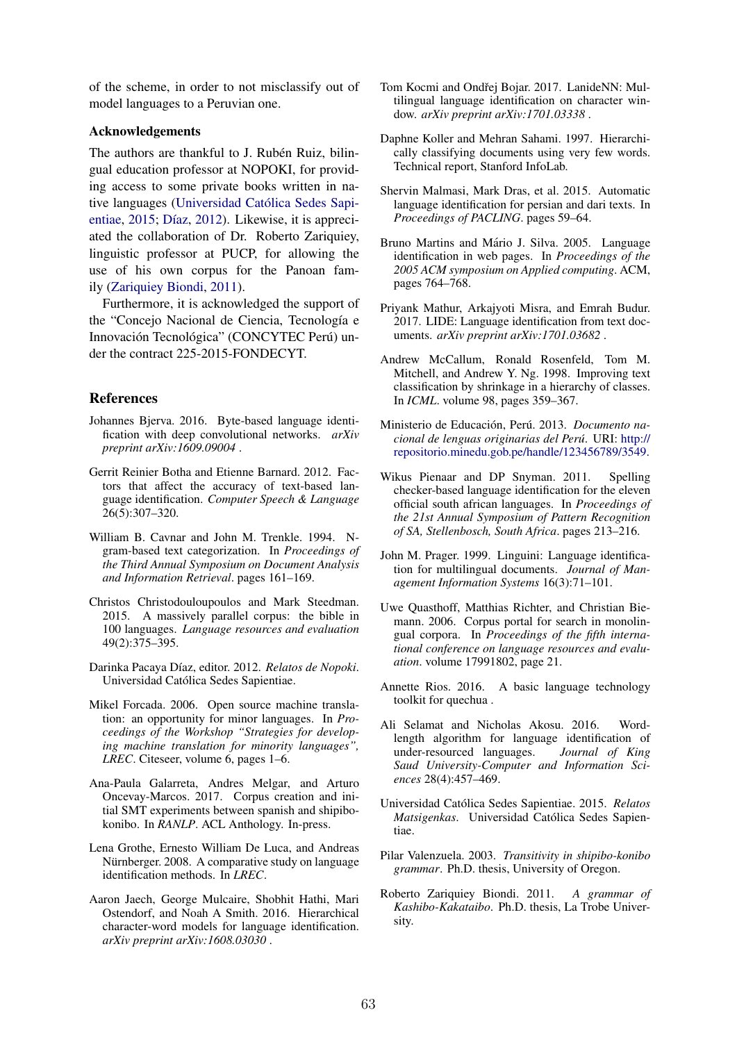of the scheme, in order to not misclassify out of model languages to a Peruvian one.

### Acknowledgements

The authors are thankful to J. Rubén Ruiz, bilingual education professor at NOPOKI, for providing access to some private books written in native languages (Universidad Católica Sedes Sapientiae, 2015; Díaz, 2012). Likewise, it is appreciated the collaboration of Dr. Roberto Zariquiey, linguistic professor at PUCP, for allowing the use of his own corpus for the Panoan family (Zariquiey Biondi, 2011).

Furthermore, it is acknowledged the support of the "Concejo Nacional de Ciencia, Tecnología e Innovación Tecnológica" (CONCYTEC Perú) under the contract 225-2015-FONDECYT.

## References

Johannes Bjerva. 2016. Byte-based language identification with deep convolutional networks. *arXiv preprint arXiv:1609.09004* .

Gerrit Reinier Botha and Etienne Barnard. 2012. Factors that affect the accuracy of text-based language identification. *Computer Speech & Language* 26(5):307–320.

William B. Cavnar and John M. Trenkle. 1994. N-gram-based text categorization. In *Proceedings of the Third Annual Symposium on Document Analysis and Information Retrieval*. pages 161–169.

Christos Christodouloupoulos and Mark Steedman. 2015. A massively parallel corpus: the bible in 100 languages. *Language resources and evaluation* 49(2):375–395.

Darinka Pacaya Díaz, editor. 2012. *Relatos de Nopoki*. Universidad Católica Sedes Sapientiae.

Mikel Forcada. 2006. Open source machine translation: an opportunity for minor languages. In *Proceedings of the Workshop "Strategies for developing machine translation for minority languages", LREC*. Citeseer, volume 6, pages 1–6.

Ana-Paula Galarreta, Andres Melgar, and Arturo Oncevay-Marcos. 2017. Corpus creation and initial SMT experiments between spanish and shipibo-konibo. In *RANLP*. ACL Anthology. In-press.

Lena Grothe, Ernesto William De Luca, and Andreas Nürnberger. 2008. A comparative study on language identification methods. In *LREC*.

Aaron Jaech, George Mulcaire, Shobhit Hathi, Mari Ostendorf, and Noah A Smith. 2016. Hierarchical character-word models for language identification. *arXiv preprint arXiv:1608.03030* .

Tom Kocmi and Ondřej Bojar. 2017. LanideNN: Multilingual language identification on character window. *arXiv preprint arXiv:1701.03338* .

Daphne Koller and Mehran Sahami. 1997. Hierarchically classifying documents using very few words. Technical report, Stanford InfoLab.

Shervin Malmasi, Mark Dras, et al. 2015. Automatic language identification for persian and dari texts. In *Proceedings of PACLING*. pages 59–64.

Bruno Martins and Mário J. Silva. 2005. Language identification in web pages. In *Proceedings of the 2005 ACM symposium on Applied computing*. ACM, pages 764–768.

Priyank Mathur, Arkajyoti Misra, and Emrah Budur. 2017. LIDE: Language identification from text documents. *arXiv preprint arXiv:1701.03682* .

Andrew McCallum, Ronald Rosenfeld, Tom M. Mitchell, and Andrew Y. Ng. 1998. Improving text classification by shrinkage in a hierarchy of classes. In *ICML*. volume 98, pages 359–367.

Ministerio de Educación, Perú. 2013. *Documento nacional de lenguas originarias del Perú*. URI: http://repositorio.minedu.gob.pe/handle/123456789/3549.

Wikus Pienaar and DP Snyman. 2011. Spelling checker-based language identification for the eleven official south african languages. In *Proceedings of the 21st Annual Symposium of Pattern Recognition of SA, Stellenbosch, South Africa*. pages 213–216.

John M. Prager. 1999. Linguini: Language identification for multilingual documents. *Journal of Management Information Systems* 16(3):71–101.

Uwe Quasthoff, Matthias Richter, and Christian Biemann. 2006. Corpus portal for search in monolingual corpora. In *Proceedings of the fifth international conference on language resources and evaluation*. volume 17991802, page 21.

Annette Rios. 2016. A basic language technology toolkit for quechua .

Ali Selamat and Nicholas Akosu. 2016. Word-length algorithm for language identification of under-resourced languages. *Journal of King Saud University-Computer and Information Sciences* 28(4):457–469.

Universidad Católica Sedes Sapientiae. 2015. *Relatos Matsigenkas*. Universidad Católica Sedes Sapientiae.

Pilar Valenzuela. 2003. *Transitivity in shipibo-konibo grammar*. Ph.D. thesis, University of Oregon.

Roberto Zariquiey Biondi. 2011. *A grammar of Kashibo-Kakataibo*. Ph.D. thesis, La Trobe University.